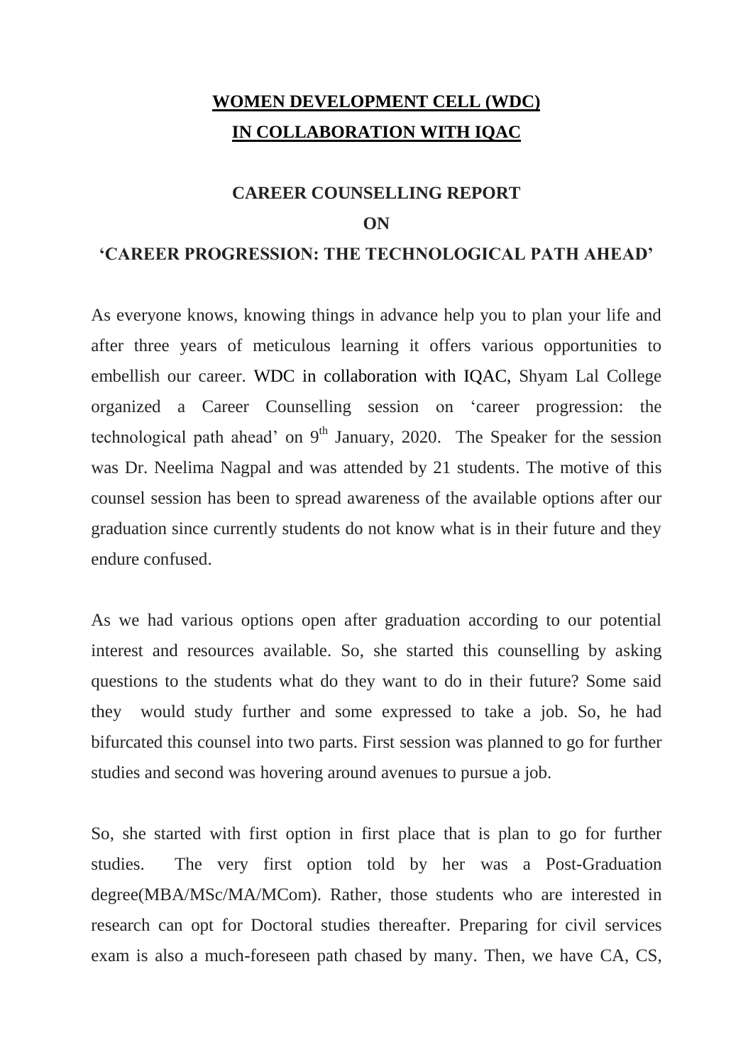# WOMEN DEVELOPMENT CELL (WDC) IN COLLABORATION WITH IQAC

## CAREER COUNSELLING REPORT

## ON

## 'CAREER PROGRESSION: THE TECHNOLOGICAL PATH AHEAD'

As everyone knows, knowing things in advance help you to plan your life and after three years of meticulous learning it offers various opportunities to embellish our career. WDC in collaboration with IQAC, Shyam Lal College organized a Career Counselling session on 'career progression: the technological path ahead' on 9th January, 2020. The Speaker for the session was Dr. Neelima Nagpal and was attended by 21 students. The motive of this counsel session has been to spread awareness of the available options after our graduation since currently students do not know what is in their future and they endure confused.

As we had various options open after graduation according to our potential interest and resources available. So, she started this counselling by asking questions to the students what do they want to do in their future? Some said they would study further and some expressed to take a job. So, he had bifurcated this counsel into two parts. First session was planned to go for further studies and second was hovering around avenues to pursue a job.

So, she started with first option in first place that is plan to go for further studies. The very first option told by her was a Post-Graduation degree(MBA/MSc/MA/MCom). Rather, those students who are interested in research can opt for Doctoral studies thereafter. Preparing for civil services exam is also a much-foreseen path chased by many. Then, we have CA, CS,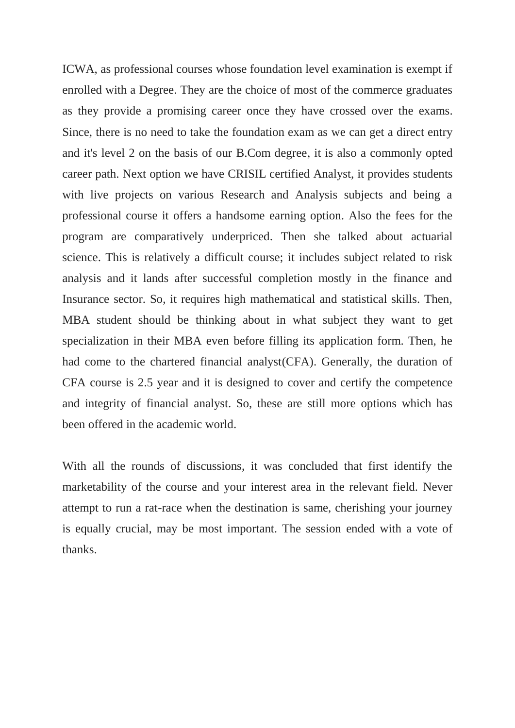ICWA, as professional courses whose foundation level examination is exempt if enrolled with a Degree. They are the choice of most of the commerce graduates as they provide a promising career once they have crossed over the exams. Since, there is no need to take the foundation exam as we can get a direct entry and it's level 2 on the basis of our B.Com degree, it is also a commonly opted career path. Next option we have CRISIL certified Analyst, it provides students with live projects on various Research and Analysis subjects and being a professional course it offers a handsome earning option. Also the fees for the program are comparatively underpriced. Then she talked about actuarial science. This is relatively a difficult course; it includes subject related to risk analysis and it lands after successful completion mostly in the finance and Insurance sector. So, it requires high mathematical and statistical skills. Then, MBA student should be thinking about in what subject they want to get specialization in their MBA even before filling its application form. Then, he had come to the chartered financial analyst(CFA). Generally, the duration of CFA course is 2.5 year and it is designed to cover and certify the competence and integrity of financial analyst. So, these are still more options which has been offered in the academic world.

With all the rounds of discussions, it was concluded that first identify the marketability of the course and your interest area in the relevant field. Never attempt to run a rat-race when the destination is same, cherishing your journey is equally crucial, may be most important. The session ended with a vote of thanks.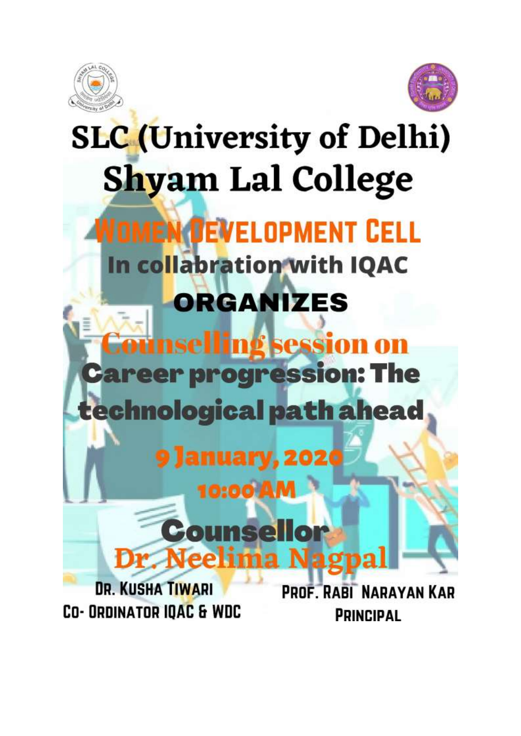# SLC (University of Delhi)
# Shyam Lal College

## WOMEN DEVELOPMENT CELL

**In collaboration with IQAC**

**ORGANIZES**

## Counselling session on
## Career progression: The technological path ahead

**9 January, 2020**

**10:00 AM**

**Counsellor**

**Dr. Neelima Nagpal**

DR. KUSHA TIWARI
CO- ORDINATOR IQAC & WDC

PROF. RABI NARAYAN KAR
PRINCIPAL